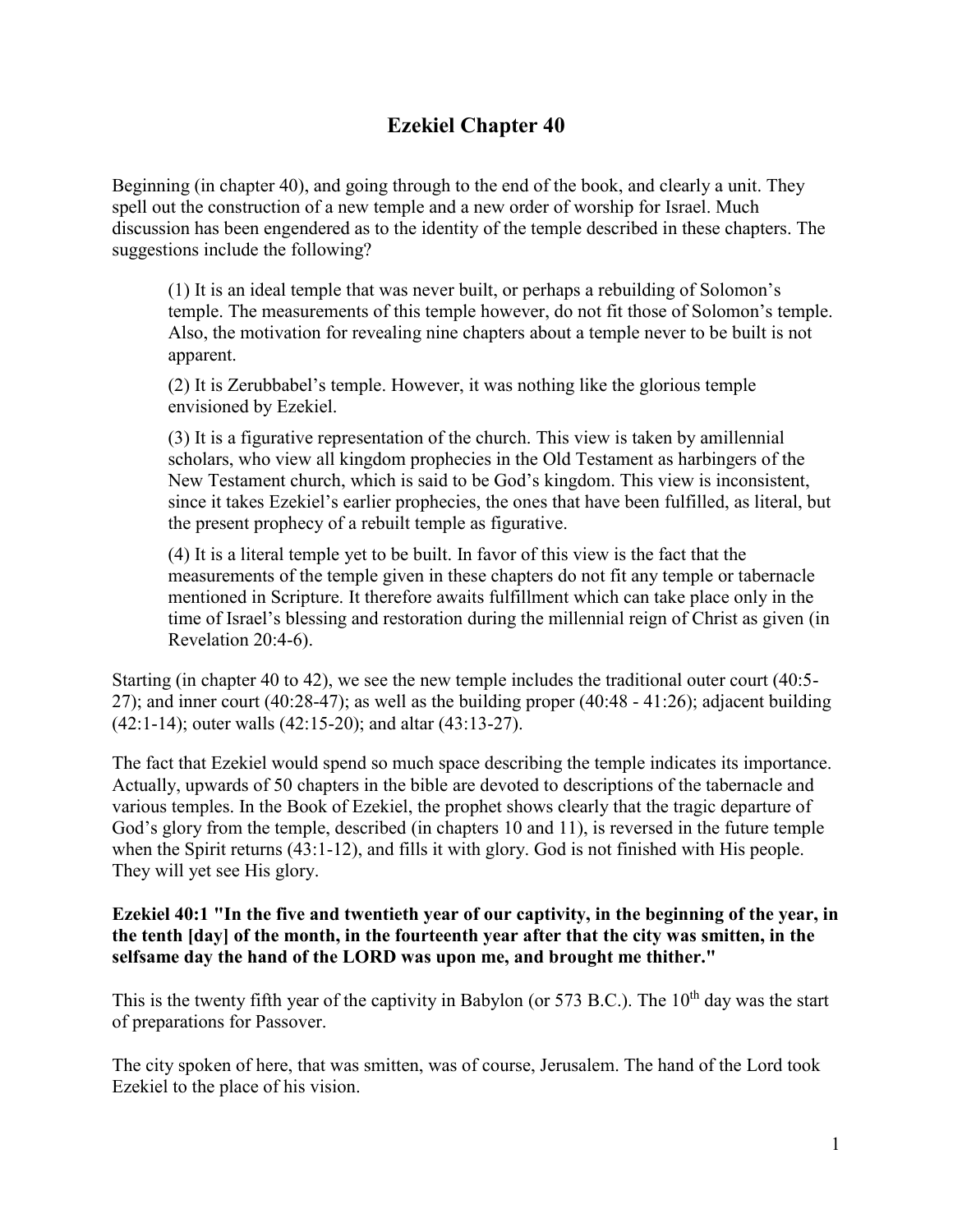# Ezekiel Chapter 40

Beginning (in chapter 40), and going through to the end of the book, and clearly a unit. They spell out the construction of a new temple and a new order of worship for Israel. Much discussion has been engendered as to the identity of the temple described in these chapters. The suggestions include the following?

> (1) It is an ideal temple that was never built, or perhaps a rebuilding of Solomon's temple. The measurements of this temple however, do not fit those of Solomon's temple. Also, the motivation for revealing nine chapters about a temple never to be built is not apparent.
>
> (2) It is Zerubbabel's temple. However, it was nothing like the glorious temple envisioned by Ezekiel.
>
> (3) It is a figurative representation of the church. This view is taken by amillennial scholars, who view all kingdom prophecies in the Old Testament as harbingers of the New Testament church, which is said to be God's kingdom. This view is inconsistent, since it takes Ezekiel's earlier prophecies, the ones that have been fulfilled, as literal, but the present prophecy of a rebuilt temple as figurative.
>
> (4) It is a literal temple yet to be built. In favor of this view is the fact that the measurements of the temple given in these chapters do not fit any temple or tabernacle mentioned in Scripture. It therefore awaits fulfillment which can take place only in the time of Israel's blessing and restoration during the millennial reign of Christ as given (in Revelation 20:4-6).

Starting (in chapter 40 to 42), we see the new temple includes the traditional outer court (40:5-27); and inner court (40:28-47); as well as the building proper (40:48 - 41:26); adjacent building (42:1-14); outer walls (42:15-20); and altar (43:13-27).

The fact that Ezekiel would spend so much space describing the temple indicates its importance. Actually, upwards of 50 chapters in the bible are devoted to descriptions of the tabernacle and various temples. In the Book of Ezekiel, the prophet shows clearly that the tragic departure of God's glory from the temple, described (in chapters 10 and 11), is reversed in the future temple when the Spirit returns (43:1-12), and fills it with glory. God is not finished with His people. They will yet see His glory.

**Ezekiel 40:1 "In the five and twentieth year of our captivity, in the beginning of the year, in the tenth [day] of the month, in the fourteenth year after that the city was smitten, in the selfsame day the hand of the LORD was upon me, and brought me thither."**

This is the twenty fifth year of the captivity in Babylon (or 573 B.C.). The 10th day was the start of preparations for Passover.

The city spoken of here, that was smitten, was of course, Jerusalem. The hand of the Lord took Ezekiel to the place of his vision.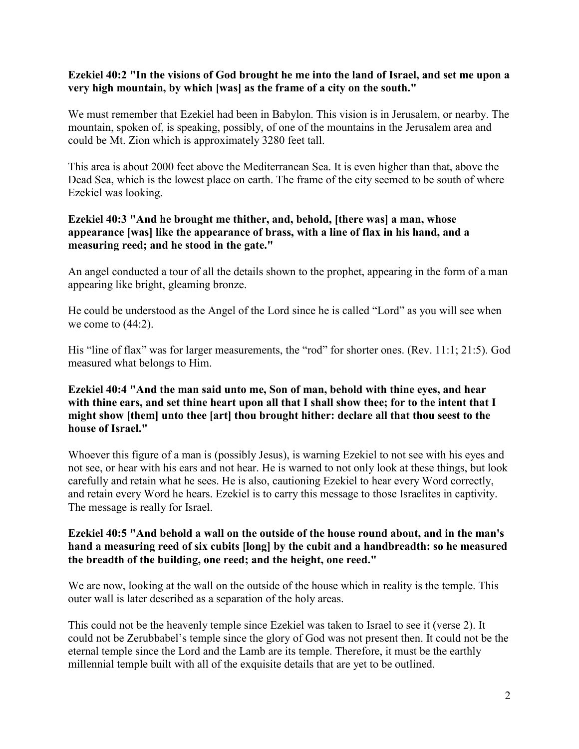**Ezekiel 40:2 "In the visions of God brought he me into the land of Israel, and set me upon a very high mountain, by which [was] as the frame of a city on the south."**

We must remember that Ezekiel had been in Babylon. This vision is in Jerusalem, or nearby. The mountain, spoken of, is speaking, possibly, of one of the mountains in the Jerusalem area and could be Mt. Zion which is approximately 3280 feet tall.

This area is about 2000 feet above the Mediterranean Sea. It is even higher than that, above the Dead Sea, which is the lowest place on earth. The frame of the city seemed to be south of where Ezekiel was looking.

**Ezekiel 40:3 "And he brought me thither, and, behold, [there was] a man, whose appearance [was] like the appearance of brass, with a line of flax in his hand, and a measuring reed; and he stood in the gate."**

An angel conducted a tour of all the details shown to the prophet, appearing in the form of a man appearing like bright, gleaming bronze.

He could be understood as the Angel of the Lord since he is called "Lord" as you will see when we come to (44:2).

His "line of flax" was for larger measurements, the "rod" for shorter ones. (Rev. 11:1; 21:5). God measured what belongs to Him.

**Ezekiel 40:4 "And the man said unto me, Son of man, behold with thine eyes, and hear with thine ears, and set thine heart upon all that I shall show thee; for to the intent that I might show [them] unto thee [art] thou brought hither: declare all that thou seest to the house of Israel."**

Whoever this figure of a man is (possibly Jesus), is warning Ezekiel to not see with his eyes and not see, or hear with his ears and not hear. He is warned to not only look at these things, but look carefully and retain what he sees. He is also, cautioning Ezekiel to hear every Word correctly, and retain every Word he hears. Ezekiel is to carry this message to those Israelites in captivity. The message is really for Israel.

**Ezekiel 40:5 "And behold a wall on the outside of the house round about, and in the man's hand a measuring reed of six cubits [long] by the cubit and a handbreadth: so he measured the breadth of the building, one reed; and the height, one reed."**

We are now, looking at the wall on the outside of the house which in reality is the temple. This outer wall is later described as a separation of the holy areas.

This could not be the heavenly temple since Ezekiel was taken to Israel to see it (verse 2). It could not be Zerubbabel's temple since the glory of God was not present then. It could not be the eternal temple since the Lord and the Lamb are its temple. Therefore, it must be the earthly millennial temple built with all of the exquisite details that are yet to be outlined.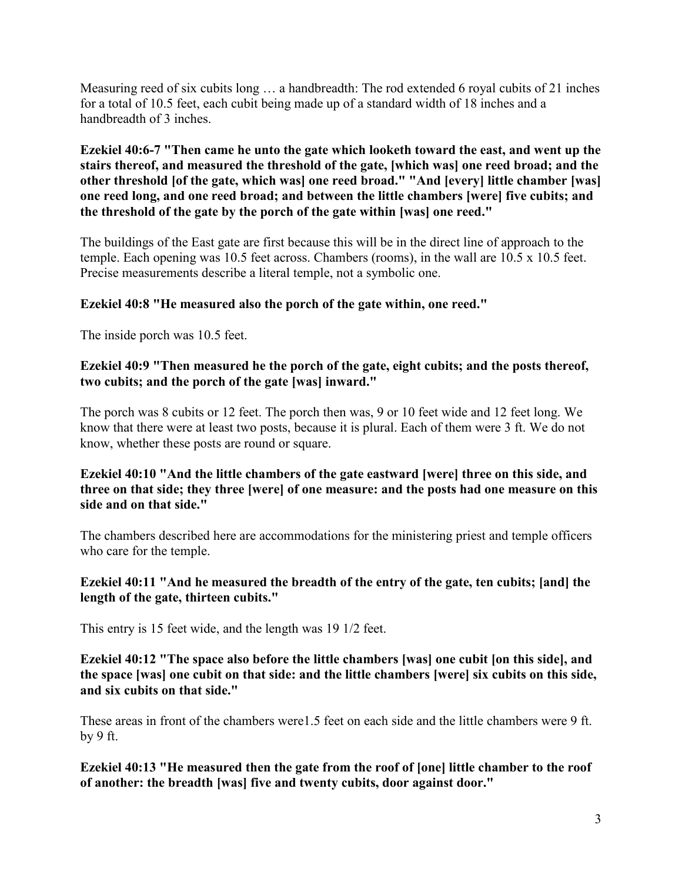Measuring reed of six cubits long … a handbreadth: The rod extended 6 royal cubits of 21 inches for a total of 10.5 feet, each cubit being made up of a standard width of 18 inches and a handbreadth of 3 inches.

**Ezekiel 40:6-7 "Then came he unto the gate which looketh toward the east, and went up the stairs thereof, and measured the threshold of the gate, [which was] one reed broad; and the other threshold [of the gate, which was] one reed broad." "And [every] little chamber [was] one reed long, and one reed broad; and between the little chambers [were] five cubits; and the threshold of the gate by the porch of the gate within [was] one reed."**

The buildings of the East gate are first because this will be in the direct line of approach to the temple. Each opening was 10.5 feet across. Chambers (rooms), in the wall are 10.5 x 10.5 feet. Precise measurements describe a literal temple, not a symbolic one.

**Ezekiel 40:8 "He measured also the porch of the gate within, one reed."**

The inside porch was 10.5 feet.

**Ezekiel 40:9 "Then measured he the porch of the gate, eight cubits; and the posts thereof, two cubits; and the porch of the gate [was] inward."**

The porch was 8 cubits or 12 feet. The porch then was, 9 or 10 feet wide and 12 feet long. We know that there were at least two posts, because it is plural. Each of them were 3 ft. We do not know, whether these posts are round or square.

**Ezekiel 40:10 "And the little chambers of the gate eastward [were] three on this side, and three on that side; they three [were] of one measure: and the posts had one measure on this side and on that side."**

The chambers described here are accommodations for the ministering priest and temple officers who care for the temple.

**Ezekiel 40:11 "And he measured the breadth of the entry of the gate, ten cubits; [and] the length of the gate, thirteen cubits."**

This entry is 15 feet wide, and the length was 19 1/2 feet.

**Ezekiel 40:12 "The space also before the little chambers [was] one cubit [on this side], and the space [was] one cubit on that side: and the little chambers [were] six cubits on this side, and six cubits on that side."**

These areas in front of the chambers were1.5 feet on each side and the little chambers were 9 ft. by 9 ft.

**Ezekiel 40:13 "He measured then the gate from the roof of [one] little chamber to the roof of another: the breadth [was] five and twenty cubits, door against door."**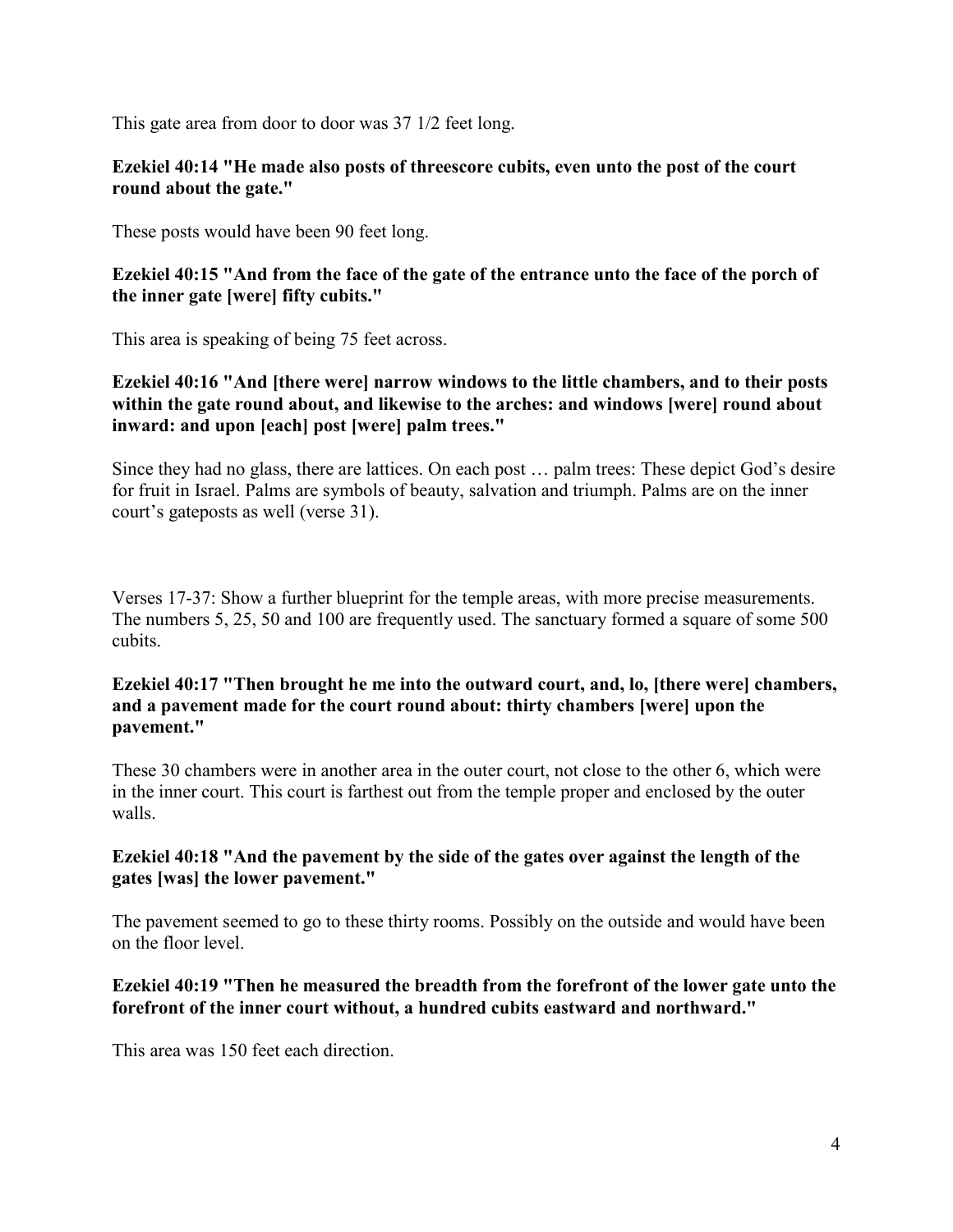This gate area from door to door was 37 1/2 feet long.

**Ezekiel 40:14 "He made also posts of threescore cubits, even unto the post of the court round about the gate."**

These posts would have been 90 feet long.

**Ezekiel 40:15 "And from the face of the gate of the entrance unto the face of the porch of the inner gate [were] fifty cubits."**

This area is speaking of being 75 feet across.

**Ezekiel 40:16 "And [there were] narrow windows to the little chambers, and to their posts within the gate round about, and likewise to the arches: and windows [were] round about inward: and upon [each] post [were] palm trees."**

Since they had no glass, there are lattices. On each post … palm trees: These depict God's desire for fruit in Israel. Palms are symbols of beauty, salvation and triumph. Palms are on the inner court's gateposts as well (verse 31).

Verses 17-37: Show a further blueprint for the temple areas, with more precise measurements. The numbers 5, 25, 50 and 100 are frequently used. The sanctuary formed a square of some 500 cubits.

**Ezekiel 40:17 "Then brought he me into the outward court, and, lo, [there were] chambers, and a pavement made for the court round about: thirty chambers [were] upon the pavement."**

These 30 chambers were in another area in the outer court, not close to the other 6, which were in the inner court. This court is farthest out from the temple proper and enclosed by the outer walls.

**Ezekiel 40:18 "And the pavement by the side of the gates over against the length of the gates [was] the lower pavement."**

The pavement seemed to go to these thirty rooms. Possibly on the outside and would have been on the floor level.

**Ezekiel 40:19 "Then he measured the breadth from the forefront of the lower gate unto the forefront of the inner court without, a hundred cubits eastward and northward."**

This area was 150 feet each direction.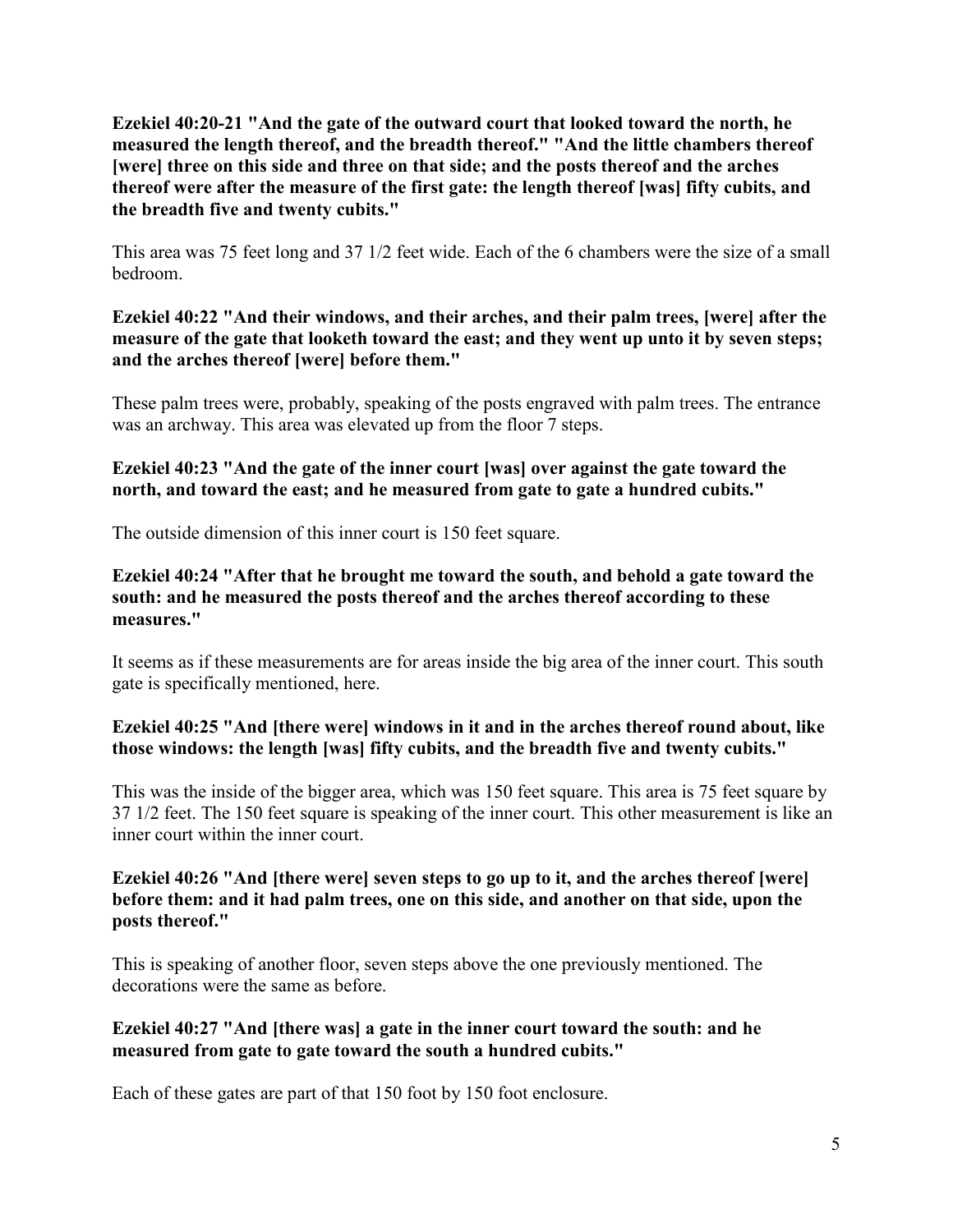**Ezekiel 40:20-21 "And the gate of the outward court that looked toward the north, he measured the length thereof, and the breadth thereof." "And the little chambers thereof [were] three on this side and three on that side; and the posts thereof and the arches thereof were after the measure of the first gate: the length thereof [was] fifty cubits, and the breadth five and twenty cubits."**

This area was 75 feet long and 37 1/2 feet wide. Each of the 6 chambers were the size of a small bedroom.

**Ezekiel 40:22 "And their windows, and their arches, and their palm trees, [were] after the measure of the gate that looketh toward the east; and they went up unto it by seven steps; and the arches thereof [were] before them."**

These palm trees were, probably, speaking of the posts engraved with palm trees. The entrance was an archway. This area was elevated up from the floor 7 steps.

**Ezekiel 40:23 "And the gate of the inner court [was] over against the gate toward the north, and toward the east; and he measured from gate to gate a hundred cubits."**

The outside dimension of this inner court is 150 feet square.

**Ezekiel 40:24 "After that he brought me toward the south, and behold a gate toward the south: and he measured the posts thereof and the arches thereof according to these measures."**

It seems as if these measurements are for areas inside the big area of the inner court. This south gate is specifically mentioned, here.

**Ezekiel 40:25 "And [there were] windows in it and in the arches thereof round about, like those windows: the length [was] fifty cubits, and the breadth five and twenty cubits."**

This was the inside of the bigger area, which was 150 feet square. This area is 75 feet square by 37 1/2 feet. The 150 feet square is speaking of the inner court. This other measurement is like an inner court within the inner court.

**Ezekiel 40:26 "And [there were] seven steps to go up to it, and the arches thereof [were] before them: and it had palm trees, one on this side, and another on that side, upon the posts thereof."**

This is speaking of another floor, seven steps above the one previously mentioned. The decorations were the same as before.

**Ezekiel 40:27 "And [there was] a gate in the inner court toward the south: and he measured from gate to gate toward the south a hundred cubits."**

Each of these gates are part of that 150 foot by 150 foot enclosure.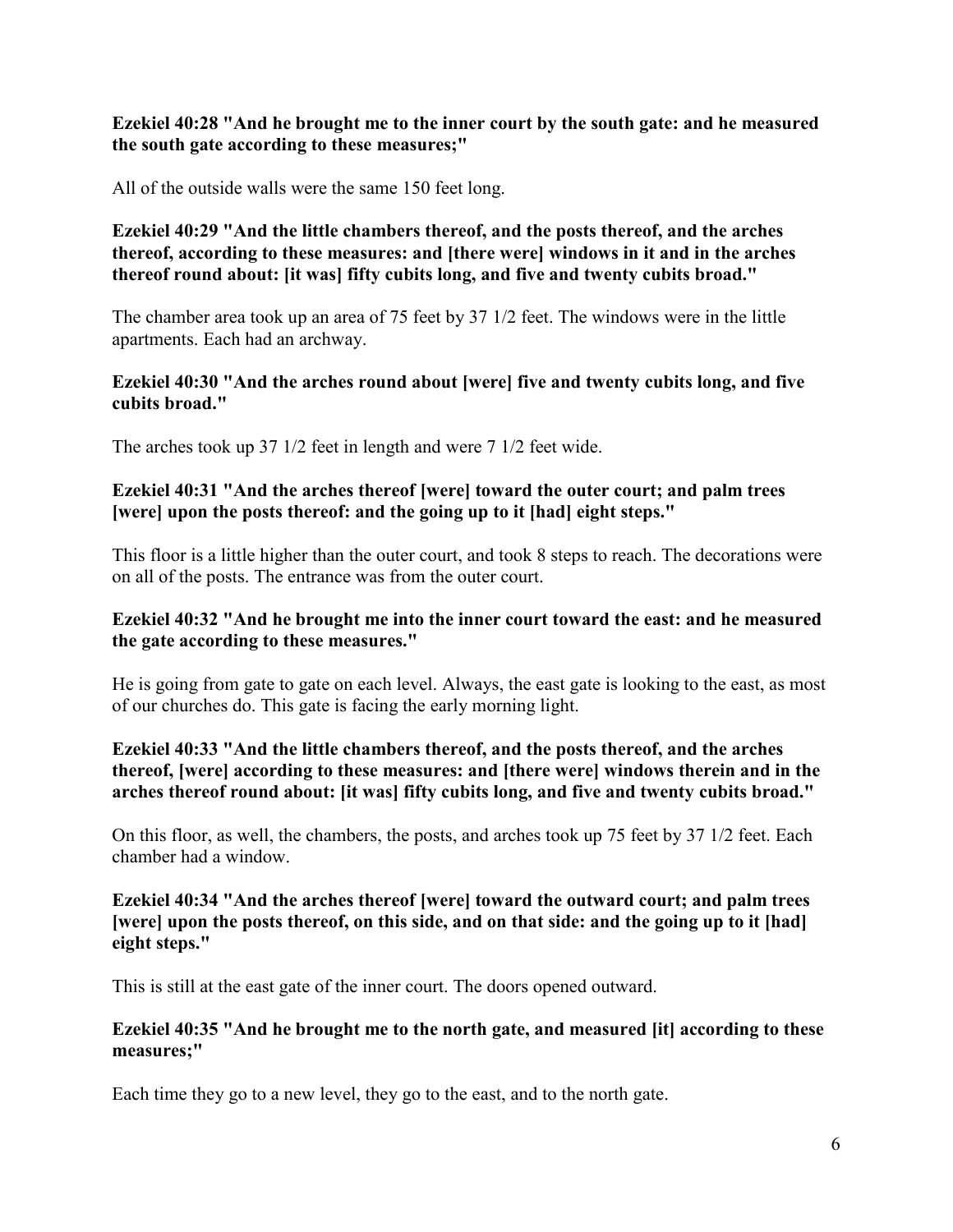**Ezekiel 40:28 "And he brought me to the inner court by the south gate: and he measured the south gate according to these measures;"**

All of the outside walls were the same 150 feet long.

**Ezekiel 40:29 "And the little chambers thereof, and the posts thereof, and the arches thereof, according to these measures: and [there were] windows in it and in the arches thereof round about: [it was] fifty cubits long, and five and twenty cubits broad."**

The chamber area took up an area of 75 feet by 37 1/2 feet. The windows were in the little apartments. Each had an archway.

**Ezekiel 40:30 "And the arches round about [were] five and twenty cubits long, and five cubits broad."**

The arches took up 37 1/2 feet in length and were 7 1/2 feet wide.

**Ezekiel 40:31 "And the arches thereof [were] toward the outer court; and palm trees [were] upon the posts thereof: and the going up to it [had] eight steps."**

This floor is a little higher than the outer court, and took 8 steps to reach. The decorations were on all of the posts. The entrance was from the outer court.

**Ezekiel 40:32 "And he brought me into the inner court toward the east: and he measured the gate according to these measures."**

He is going from gate to gate on each level. Always, the east gate is looking to the east, as most of our churches do. This gate is facing the early morning light.

**Ezekiel 40:33 "And the little chambers thereof, and the posts thereof, and the arches thereof, [were] according to these measures: and [there were] windows therein and in the arches thereof round about: [it was] fifty cubits long, and five and twenty cubits broad."**

On this floor, as well, the chambers, the posts, and arches took up 75 feet by 37 1/2 feet. Each chamber had a window.

**Ezekiel 40:34 "And the arches thereof [were] toward the outward court; and palm trees [were] upon the posts thereof, on this side, and on that side: and the going up to it [had] eight steps."**

This is still at the east gate of the inner court. The doors opened outward.

**Ezekiel 40:35 "And he brought me to the north gate, and measured [it] according to these measures;"**

Each time they go to a new level, they go to the east, and to the north gate.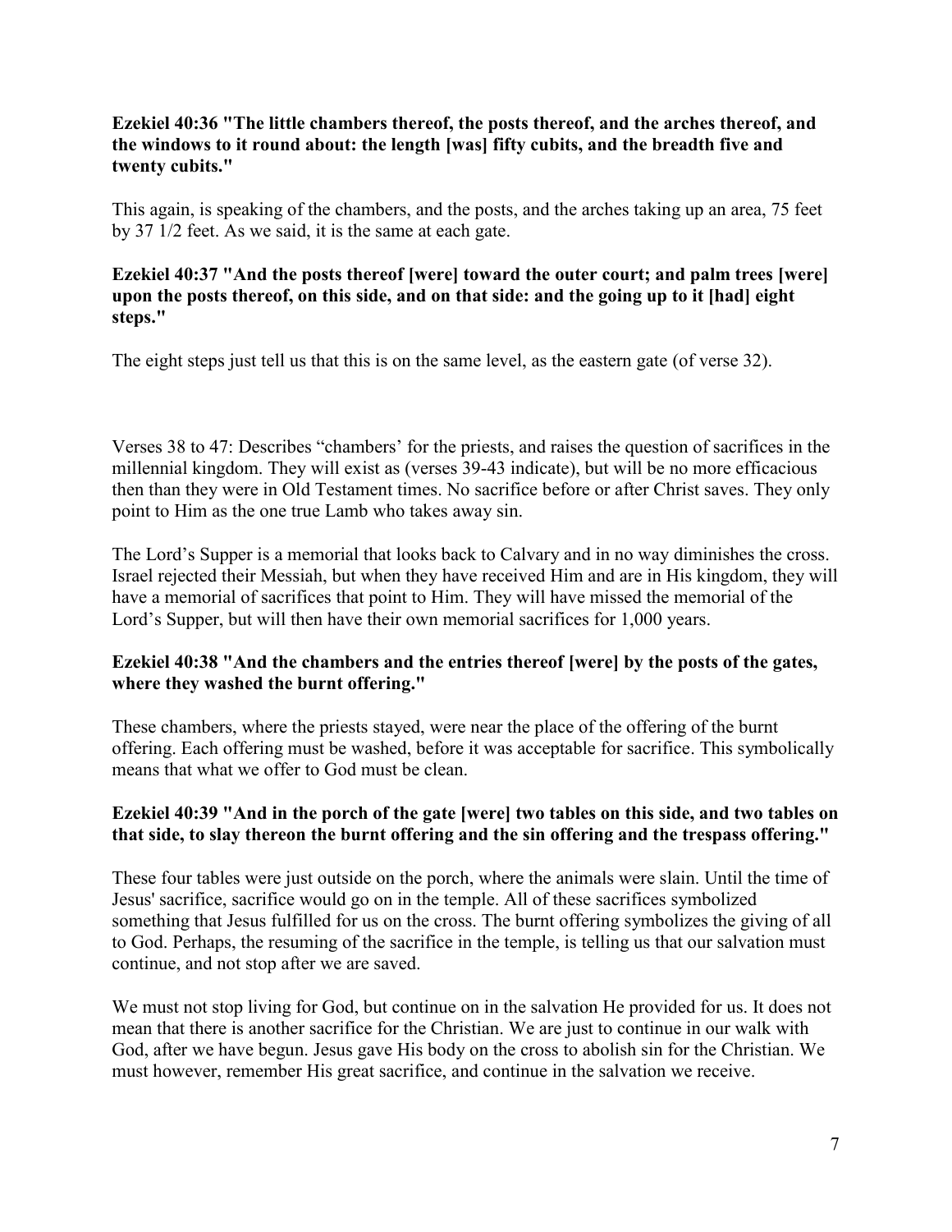**Ezekiel 40:36 "The little chambers thereof, the posts thereof, and the arches thereof, and the windows to it round about: the length [was] fifty cubits, and the breadth five and twenty cubits."**

This again, is speaking of the chambers, and the posts, and the arches taking up an area, 75 feet by 37 1/2 feet. As we said, it is the same at each gate.

**Ezekiel 40:37 "And the posts thereof [were] toward the outer court; and palm trees [were] upon the posts thereof, on this side, and on that side: and the going up to it [had] eight steps."**

The eight steps just tell us that this is on the same level, as the eastern gate (of verse 32).

Verses 38 to 47: Describes "chambers' for the priests, and raises the question of sacrifices in the millennial kingdom. They will exist as (verses 39-43 indicate), but will be no more efficacious then than they were in Old Testament times. No sacrifice before or after Christ saves. They only point to Him as the one true Lamb who takes away sin.

The Lord's Supper is a memorial that looks back to Calvary and in no way diminishes the cross. Israel rejected their Messiah, but when they have received Him and are in His kingdom, they will have a memorial of sacrifices that point to Him. They will have missed the memorial of the Lord's Supper, but will then have their own memorial sacrifices for 1,000 years.

**Ezekiel 40:38 "And the chambers and the entries thereof [were] by the posts of the gates, where they washed the burnt offering."**

These chambers, where the priests stayed, were near the place of the offering of the burnt offering. Each offering must be washed, before it was acceptable for sacrifice. This symbolically means that what we offer to God must be clean.

**Ezekiel 40:39 "And in the porch of the gate [were] two tables on this side, and two tables on that side, to slay thereon the burnt offering and the sin offering and the trespass offering."**

These four tables were just outside on the porch, where the animals were slain. Until the time of Jesus' sacrifice, sacrifice would go on in the temple. All of these sacrifices symbolized something that Jesus fulfilled for us on the cross. The burnt offering symbolizes the giving of all to God. Perhaps, the resuming of the sacrifice in the temple, is telling us that our salvation must continue, and not stop after we are saved.

We must not stop living for God, but continue on in the salvation He provided for us. It does not mean that there is another sacrifice for the Christian. We are just to continue in our walk with God, after we have begun. Jesus gave His body on the cross to abolish sin for the Christian. We must however, remember His great sacrifice, and continue in the salvation we receive.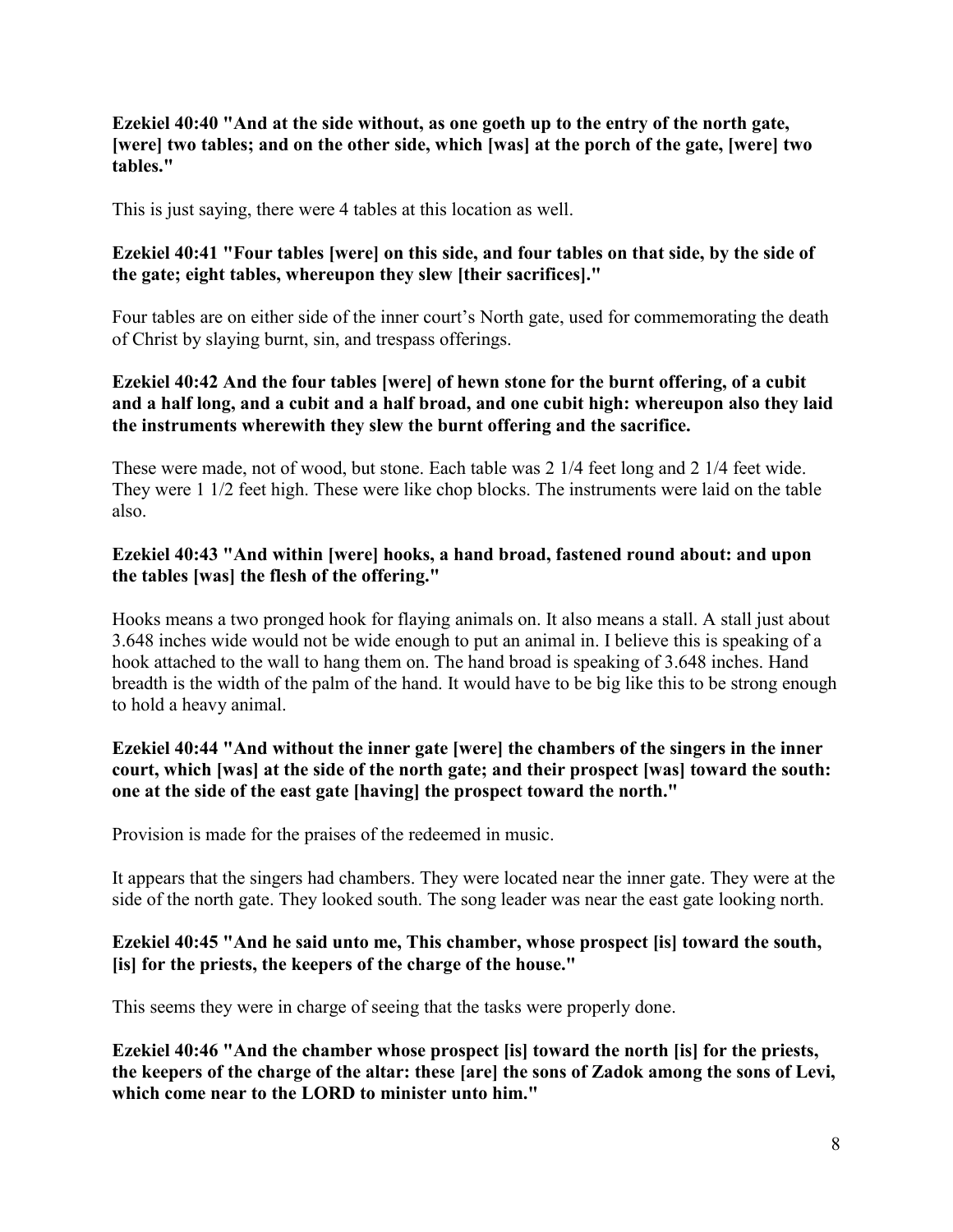**Ezekiel 40:40 "And at the side without, as one goeth up to the entry of the north gate, [were] two tables; and on the other side, which [was] at the porch of the gate, [were] two tables."**

This is just saying, there were 4 tables at this location as well.

**Ezekiel 40:41 "Four tables [were] on this side, and four tables on that side, by the side of the gate; eight tables, whereupon they slew [their sacrifices]."**

Four tables are on either side of the inner court's North gate, used for commemorating the death of Christ by slaying burnt, sin, and trespass offerings.

**Ezekiel 40:42 And the four tables [were] of hewn stone for the burnt offering, of a cubit and a half long, and a cubit and a half broad, and one cubit high: whereupon also they laid the instruments wherewith they slew the burnt offering and the sacrifice.**

These were made, not of wood, but stone. Each table was 2 1/4 feet long and 2 1/4 feet wide. They were 1 1/2 feet high. These were like chop blocks. The instruments were laid on the table also.

**Ezekiel 40:43 "And within [were] hooks, a hand broad, fastened round about: and upon the tables [was] the flesh of the offering."**

Hooks means a two pronged hook for flaying animals on. It also means a stall. A stall just about 3.648 inches wide would not be wide enough to put an animal in. I believe this is speaking of a hook attached to the wall to hang them on. The hand broad is speaking of 3.648 inches. Hand breadth is the width of the palm of the hand. It would have to be big like this to be strong enough to hold a heavy animal.

**Ezekiel 40:44 "And without the inner gate [were] the chambers of the singers in the inner court, which [was] at the side of the north gate; and their prospect [was] toward the south: one at the side of the east gate [having] the prospect toward the north."**

Provision is made for the praises of the redeemed in music.

It appears that the singers had chambers. They were located near the inner gate. They were at the side of the north gate. They looked south. The song leader was near the east gate looking north.

**Ezekiel 40:45 "And he said unto me, This chamber, whose prospect [is] toward the south, [is] for the priests, the keepers of the charge of the house."**

This seems they were in charge of seeing that the tasks were properly done.

**Ezekiel 40:46 "And the chamber whose prospect [is] toward the north [is] for the priests, the keepers of the charge of the altar: these [are] the sons of Zadok among the sons of Levi, which come near to the LORD to minister unto him."**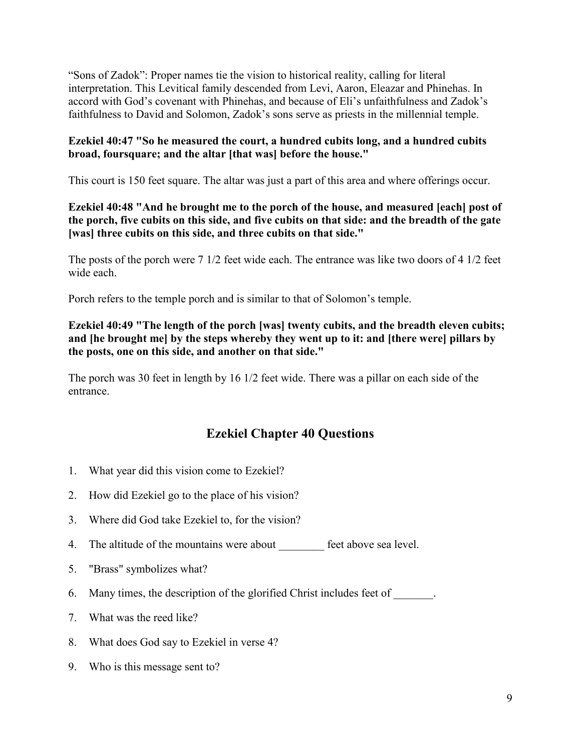"Sons of Zadok": Proper names tie the vision to historical reality, calling for literal interpretation. This Levitical family descended from Levi, Aaron, Eleazar and Phinehas. In accord with God's covenant with Phinehas, and because of Eli's unfaithfulness and Zadok's faithfulness to David and Solomon, Zadok's sons serve as priests in the millennial temple.

**Ezekiel 40:47 "So he measured the court, a hundred cubits long, and a hundred cubits broad, foursquare; and the altar [that was] before the house."**

This court is 150 feet square. The altar was just a part of this area and where offerings occur.

**Ezekiel 40:48 "And he brought me to the porch of the house, and measured [each] post of the porch, five cubits on this side, and five cubits on that side: and the breadth of the gate [was] three cubits on this side, and three cubits on that side."**

The posts of the porch were 7 1/2 feet wide each. The entrance was like two doors of 4 1/2 feet wide each.

Porch refers to the temple porch and is similar to that of Solomon's temple.

**Ezekiel 40:49 "The length of the porch [was] twenty cubits, and the breadth eleven cubits; and [he brought me] by the steps whereby they went up to it: and [there were] pillars by the posts, one on this side, and another on that side."**

The porch was 30 feet in length by 16 1/2 feet wide. There was a pillar on each side of the entrance.

## Ezekiel Chapter 40 Questions

1. What year did this vision come to Ezekiel?
2. How did Ezekiel go to the place of his vision?
3. Where did God take Ezekiel to, for the vision?
4. The altitude of the mountains were about ________ feet above sea level.
5. "Brass" symbolizes what?
6. Many times, the description of the glorified Christ includes feet of _______.
7. What was the reed like?
8. What does God say to Ezekiel in verse 4?
9. Who is this message sent to?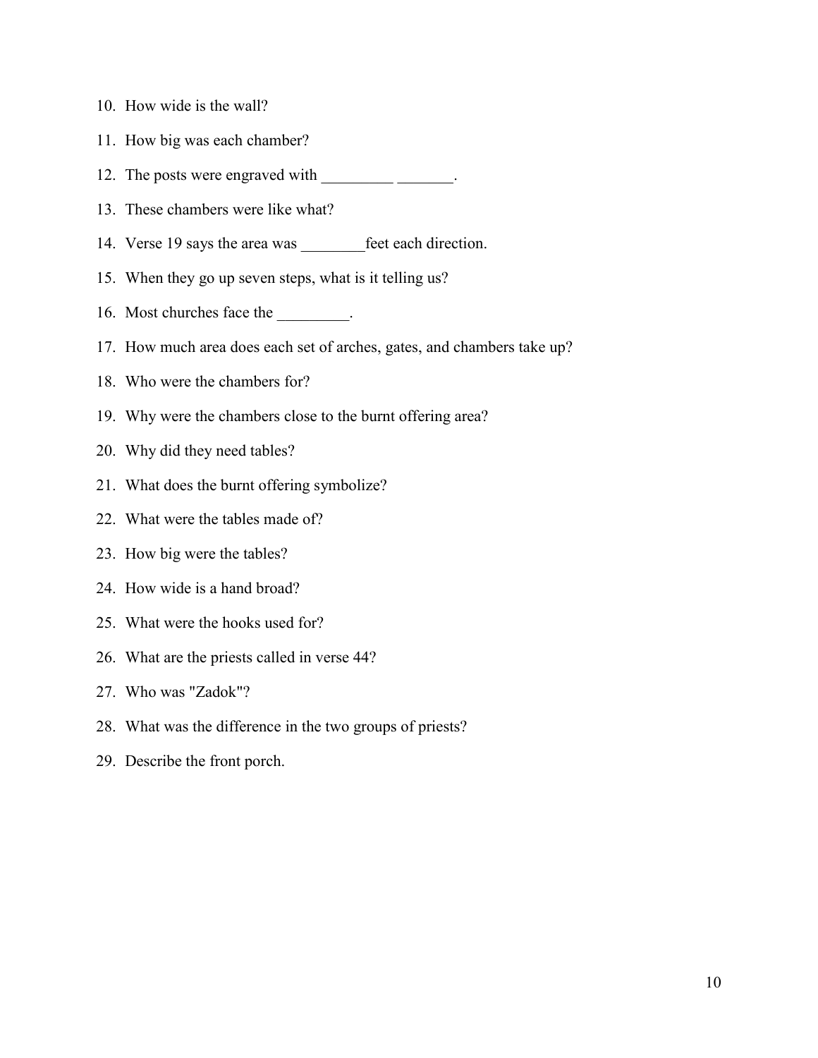10. How wide is the wall?
11. How big was each chamber?
12. The posts were engraved with _________ _______.
13. These chambers were like what?
14. Verse 19 says the area was ________feet each direction.
15. When they go up seven steps, what is it telling us?
16. Most churches face the _________.
17. How much area does each set of arches, gates, and chambers take up?
18. Who were the chambers for?
19. Why were the chambers close to the burnt offering area?
20. Why did they need tables?
21. What does the burnt offering symbolize?
22. What were the tables made of?
23. How big were the tables?
24. How wide is a hand broad?
25. What were the hooks used for?
26. What are the priests called in verse 44?
27. Who was "Zadok"?
28. What was the difference in the two groups of priests?
29. Describe the front porch.